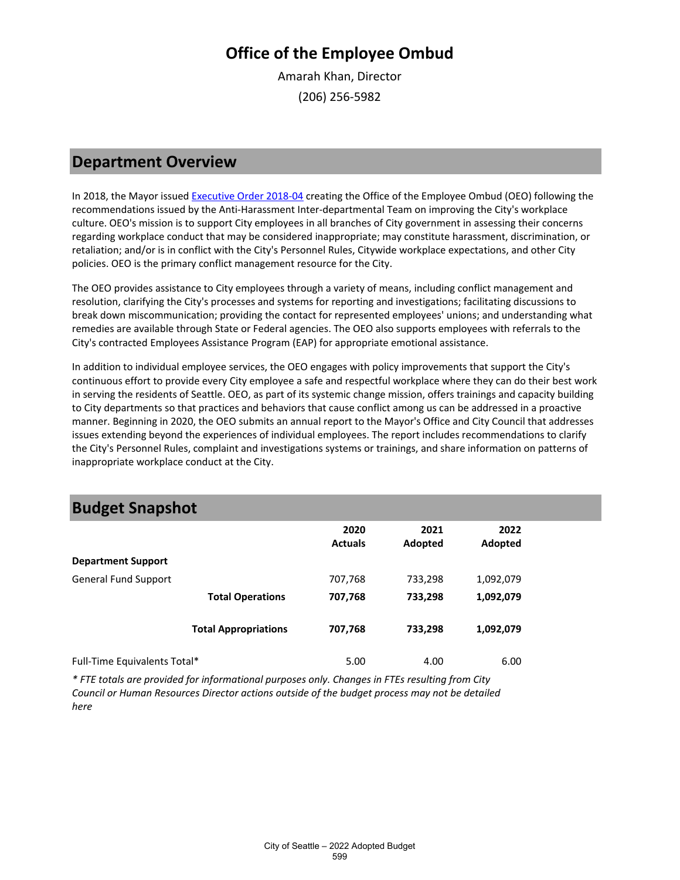# Office of the Employee Ombud

Amarah Khan, Director

(206) 256-5982

## Department Overview

In 2018, the Mayor issued [Executive Order 2018-04](#) creating the Office of the Employee Ombud (OEO) following the recommendations issued by the Anti-Harassment Inter-departmental Team on improving the City's workplace culture. OEO's mission is to support City employees in all branches of City government in assessing their concerns regarding workplace conduct that may be considered inappropriate; may constitute harassment, discrimination, or retaliation; and/or is in conflict with the City's Personnel Rules, Citywide workplace expectations, and other City policies. OEO is the primary conflict management resource for the City.

The OEO provides assistance to City employees through a variety of means, including conflict management and resolution, clarifying the City's processes and systems for reporting and investigations; facilitating discussions to break down miscommunication; providing the contact for represented employees' unions; and understanding what remedies are available through State or Federal agencies. The OEO also supports employees with referrals to the City's contracted Employees Assistance Program (EAP) for appropriate emotional assistance.

In addition to individual employee services, the OEO engages with policy improvements that support the City's continuous effort to provide every City employee a safe and respectful workplace where they can do their best work in serving the residents of Seattle. OEO, as part of its systemic change mission, offers trainings and capacity building to City departments so that practices and behaviors that cause conflict among us can be addressed in a proactive manner. Beginning in 2020, the OEO submits an annual report to the Mayor's Office and City Council that addresses issues extending beyond the experiences of individual employees. The report includes recommendations to clarify the City's Personnel Rules, complaint and investigations systems or trainings, and share information on patterns of inappropriate workplace conduct at the City.

## Budget Snapshot

| | 2020 Actuals | 2021 Adopted | 2022 Adopted |
|---|---|---|---|
| **Department Support** | | | |
| General Fund Support | 707,768 | 733,298 | 1,092,079 |
| **Total Operations** | **707,768** | **733,298** | **1,092,079** |
| **Total Appropriations** | **707,768** | **733,298** | **1,092,079** |
| Full-Time Equivalents Total* | 5.00 | 4.00 | 6.00 |

*\* FTE totals are provided for informational purposes only. Changes in FTEs resulting from City Council or Human Resources Director actions outside of the budget process may not be detailed here*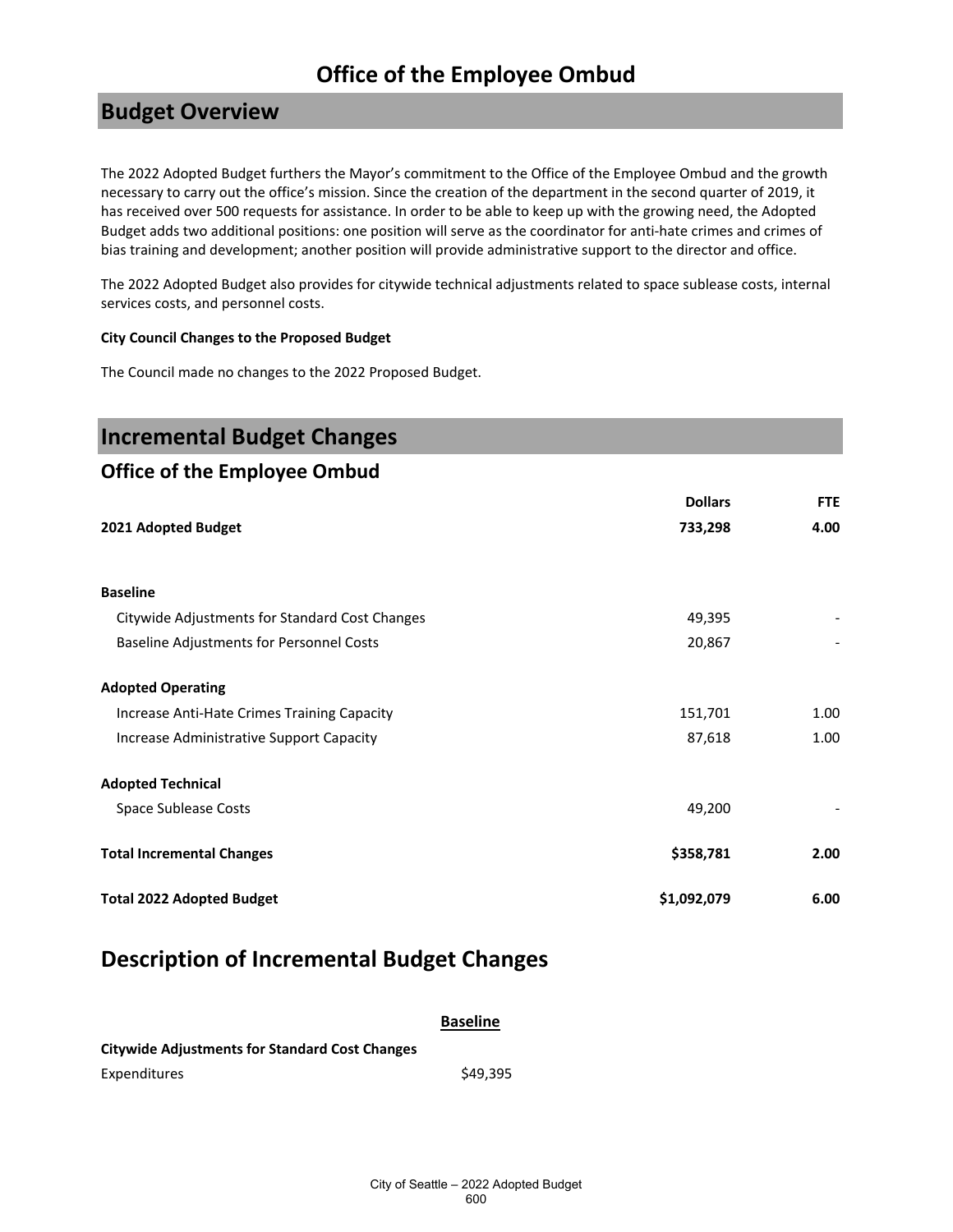# Office of the Employee Ombud

## Budget Overview

The 2022 Adopted Budget furthers the Mayor's commitment to the Office of the Employee Ombud and the growth necessary to carry out the office's mission. Since the creation of the department in the second quarter of 2019, it has received over 500 requests for assistance. In order to be able to keep up with the growing need, the Adopted Budget adds two additional positions: one position will serve as the coordinator for anti-hate crimes and crimes of bias training and development; another position will provide administrative support to the director and office.

The 2022 Adopted Budget also provides for citywide technical adjustments related to space sublease costs, internal services costs, and personnel costs.

**City Council Changes to the Proposed Budget**

The Council made no changes to the 2022 Proposed Budget.

## Incremental Budget Changes

### Office of the Employee Ombud

| | Dollars | FTE |
|---|---|---|
| **2021 Adopted Budget** | **733,298** | **4.00** |
| | | |
| **Baseline** | | |
| Citywide Adjustments for Standard Cost Changes | 49,395 | - |
| Baseline Adjustments for Personnel Costs | 20,867 | - |
| **Adopted Operating** | | |
| Increase Anti-Hate Crimes Training Capacity | 151,701 | 1.00 |
| Increase Administrative Support Capacity | 87,618 | 1.00 |
| **Adopted Technical** | | |
| Space Sublease Costs | 49,200 | - |
| **Total Incremental Changes** | **$358,781** | **2.00** |
| **Total 2022 Adopted Budget** | **$1,092,079** | **6.00** |

## Description of Incremental Budget Changes

**Baseline**

**Citywide Adjustments for Standard Cost Changes**

| | |
|---|---|
| Expenditures | $49,395 |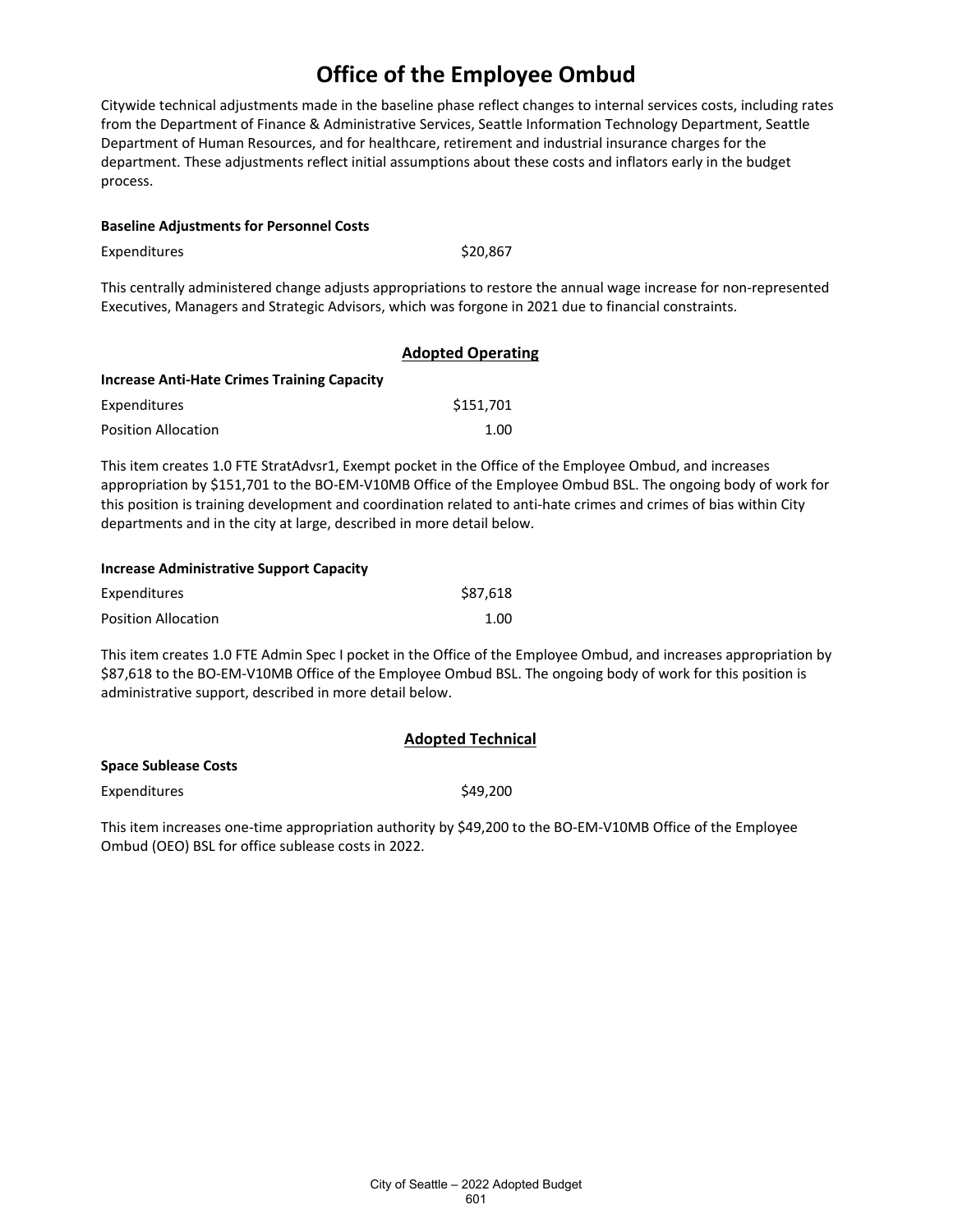# Office of the Employee Ombud

Citywide technical adjustments made in the baseline phase reflect changes to internal services costs, including rates from the Department of Finance & Administrative Services, Seattle Information Technology Department, Seattle Department of Human Resources, and for healthcare, retirement and industrial insurance charges for the department. These adjustments reflect initial assumptions about these costs and inflators early in the budget process.

**Baseline Adjustments for Personnel Costs**

| | |
|---|---|
| Expenditures | $20,867 |

This centrally administered change adjusts appropriations to restore the annual wage increase for non-represented Executives, Managers and Strategic Advisors, which was forgone in 2021 due to financial constraints.

## Adopted Operating

**Increase Anti-Hate Crimes Training Capacity**

| | |
|---|---|
| Expenditures | $151,701 |
| Position Allocation | 1.00 |

This item creates 1.0 FTE StratAdvsr1, Exempt pocket in the Office of the Employee Ombud, and increases appropriation by $151,701 to the BO-EM-V10MB Office of the Employee Ombud BSL. The ongoing body of work for this position is training development and coordination related to anti-hate crimes and crimes of bias within City departments and in the city at large, described in more detail below.

**Increase Administrative Support Capacity**

| | |
|---|---|
| Expenditures | $87,618 |
| Position Allocation | 1.00 |

This item creates 1.0 FTE Admin Spec I pocket in the Office of the Employee Ombud, and increases appropriation by $87,618 to the BO-EM-V10MB Office of the Employee Ombud BSL. The ongoing body of work for this position is administrative support, described in more detail below.

## Adopted Technical

**Space Sublease Costs**

| | |
|---|---|
| Expenditures | $49,200 |

This item increases one-time appropriation authority by $49,200 to the BO-EM-V10MB Office of the Employee Ombud (OEO) BSL for office sublease costs in 2022.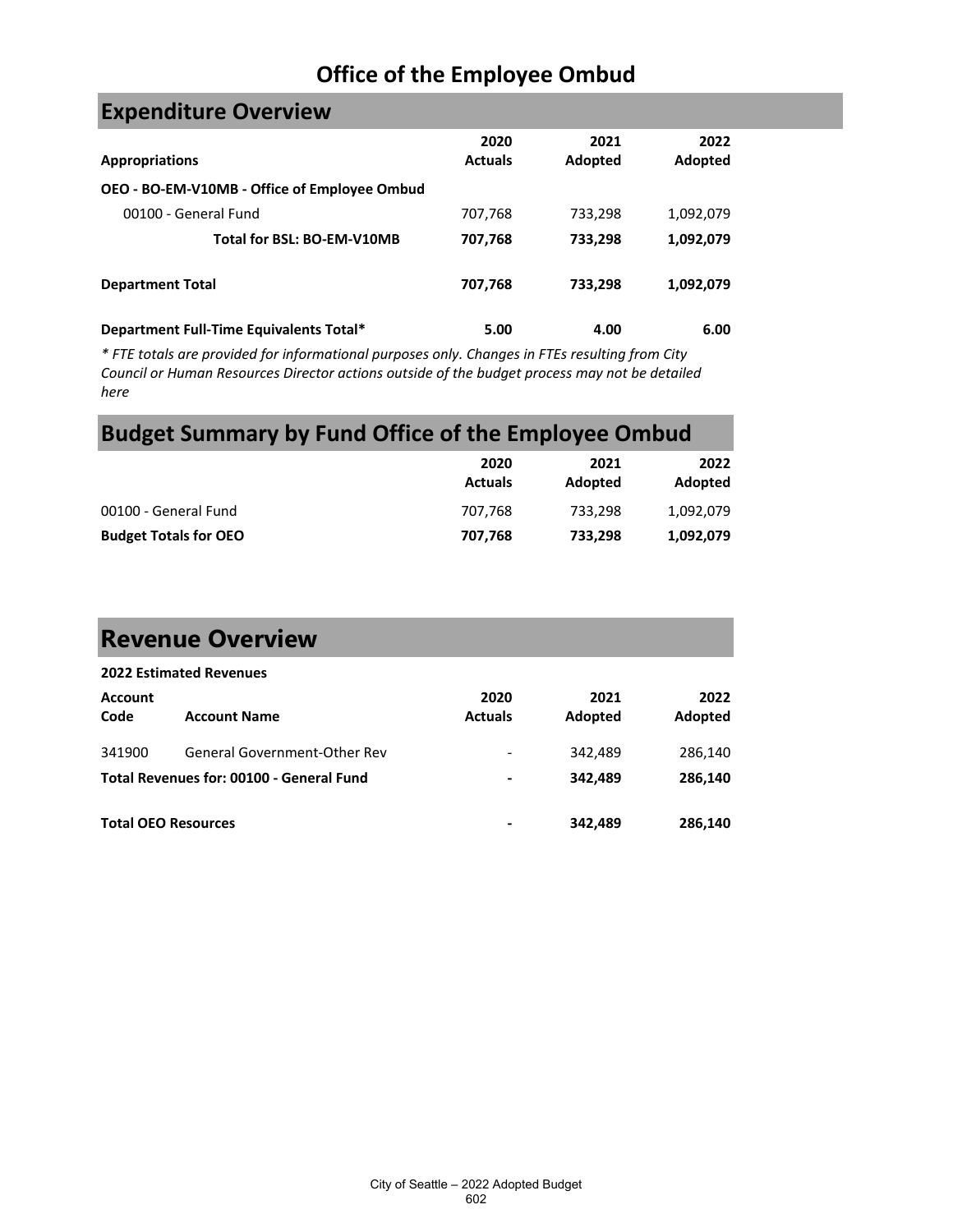# Office of the Employee Ombud

## Expenditure Overview

| Appropriations | 2020 Actuals | 2021 Adopted | 2022 Adopted |
|---|---|---|---|
| **OEO - BO-EM-V10MB - Office of Employee Ombud** | | | |
| 00100 - General Fund | 707,768 | 733,298 | 1,092,079 |
| **Total for BSL: BO-EM-V10MB** | **707,768** | **733,298** | **1,092,079** |
| **Department Total** | **707,768** | **733,298** | **1,092,079** |
| **Department Full-Time Equivalents Total*** | **5.00** | **4.00** | **6.00** |

*\* FTE totals are provided for informational purposes only. Changes in FTEs resulting from City Council or Human Resources Director actions outside of the budget process may not be detailed here*

## Budget Summary by Fund Office of the Employee Ombud

| | 2020 Actuals | 2021 Adopted | 2022 Adopted |
|---|---|---|---|
| 00100 - General Fund | 707,768 | 733,298 | 1,092,079 |
| **Budget Totals for OEO** | **707,768** | **733,298** | **1,092,079** |

## Revenue Overview

**2022 Estimated Revenues**

| Account Code | Account Name | 2020 Actuals | 2021 Adopted | 2022 Adopted |
|---|---|---|---|---|
| 341900 | General Government-Other Rev | - | 342,489 | 286,140 |
| **Total Revenues for: 00100 - General Fund** | | **-** | **342,489** | **286,140** |
| **Total OEO Resources** | | **-** | **342,489** | **286,140** |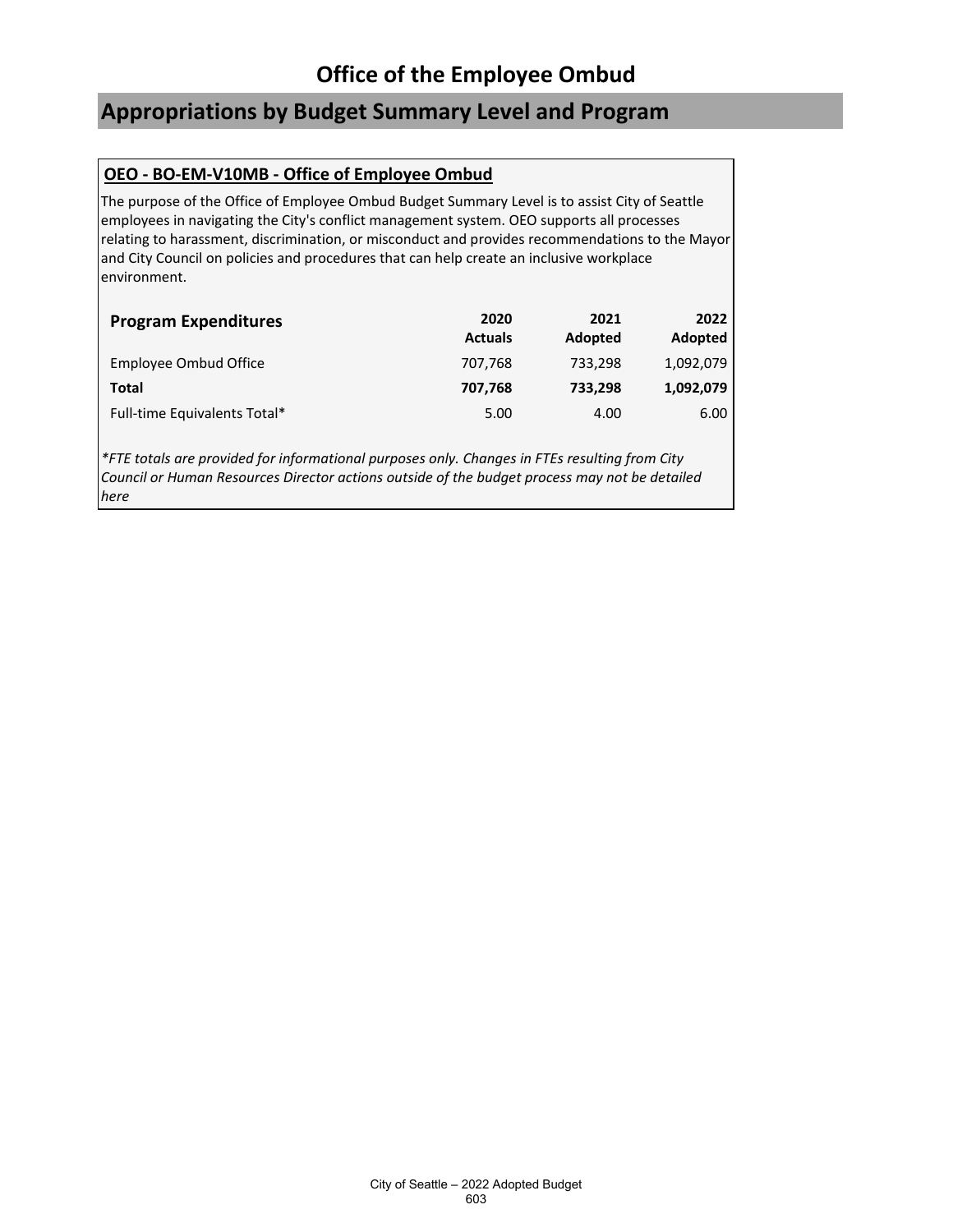# Office of the Employee Ombud

## Appropriations by Budget Summary Level and Program

### OEO - BO-EM-V10MB - Office of Employee Ombud

The purpose of the Office of Employee Ombud Budget Summary Level is to assist City of Seattle employees in navigating the City's conflict management system. OEO supports all processes relating to harassment, discrimination, or misconduct and provides recommendations to the Mayor and City Council on policies and procedures that can help create an inclusive workplace environment.

| Program Expenditures | 2020 Actuals | 2021 Adopted | 2022 Adopted |
|---|---|---|---|
| Employee Ombud Office | 707,768 | 733,298 | 1,092,079 |
| **Total** | **707,768** | **733,298** | **1,092,079** |
| Full-time Equivalents Total* | 5.00 | 4.00 | 6.00 |

*\*FTE totals are provided for informational purposes only. Changes in FTEs resulting from City Council or Human Resources Director actions outside of the budget process may not be detailed here*